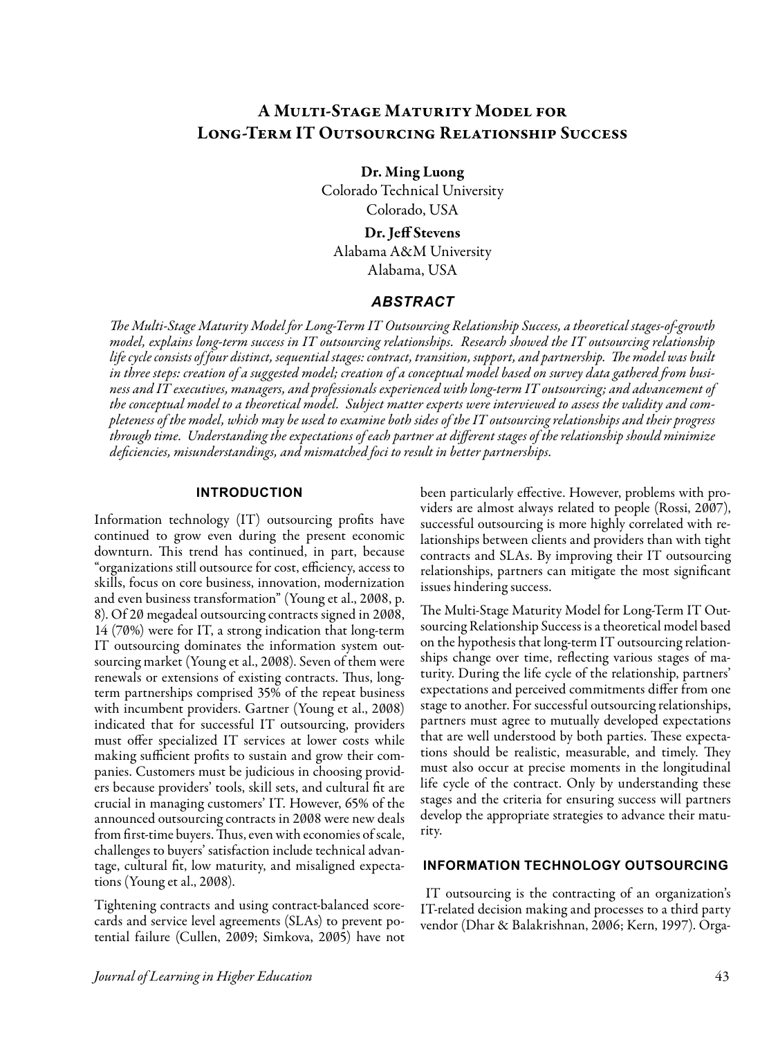# A Multi-Stage Maturity Model for Long-Term IT Outsourcing Relationship Success

**Dr. Ming Luong**
Colorado Technical University
Colorado, USA

**Dr. Jeff Stevens**
Alabama A&M University
Alabama, USA

## ABSTRACT

*The Multi-Stage Maturity Model for Long-Term IT Outsourcing Relationship Success, a theoretical stages-of-growth model, explains long-term success in IT outsourcing relationships. Research showed the IT outsourcing relationship life cycle consists of four distinct, sequential stages: contract, transition, support, and partnership. The model was built in three steps: creation of a suggested model; creation of a conceptual model based on survey data gathered from business and IT executives, managers, and professionals experienced with long-term IT outsourcing; and advancement of the conceptual model to a theoretical model. Subject matter experts were interviewed to assess the validity and completeness of the model, which may be used to examine both sides of the IT outsourcing relationships and their progress through time. Understanding the expectations of each partner at different stages of the relationship should minimize deficiencies, misunderstandings, and mismatched foci to result in better partnerships.*

## INTRODUCTION

Information technology (IT) outsourcing profits have continued to grow even during the present economic downturn. This trend has continued, in part, because "organizations still outsource for cost, efficiency, access to skills, focus on core business, innovation, modernization and even business transformation" (Young et al., 2008, p. 8). Of 20 megadeal outsourcing contracts signed in 2008, 14 (70%) were for IT, a strong indication that long-term IT outsourcing dominates the information system outsourcing market (Young et al., 2008). Seven of them were renewals or extensions of existing contracts. Thus, long-term partnerships comprised 35% of the repeat business with incumbent providers. Gartner (Young et al., 2008) indicated that for successful IT outsourcing, providers must offer specialized IT services at lower costs while making sufficient profits to sustain and grow their companies. Customers must be judicious in choosing providers because providers' tools, skill sets, and cultural fit are crucial in managing customers' IT. However, 65% of the announced outsourcing contracts in 2008 were new deals from first-time buyers. Thus, even with economies of scale, challenges to buyers' satisfaction include technical advantage, cultural fit, low maturity, and misaligned expectations (Young et al., 2008).

Tightening contracts and using contract-balanced scorecards and service level agreements (SLAs) to prevent potential failure (Cullen, 2009; Simkova, 2005) have not been particularly effective. However, problems with providers are almost always related to people (Rossi, 2007), successful outsourcing is more highly correlated with relationships between clients and providers than with tight contracts and SLAs. By improving their IT outsourcing relationships, partners can mitigate the most significant issues hindering success.

The Multi-Stage Maturity Model for Long-Term IT Outsourcing Relationship Success is a theoretical model based on the hypothesis that long-term IT outsourcing relationships change over time, reflecting various stages of maturity. During the life cycle of the relationship, partners' expectations and perceived commitments differ from one stage to another. For successful outsourcing relationships, partners must agree to mutually developed expectations that are well understood by both parties. These expectations should be realistic, measurable, and timely. They must also occur at precise moments in the longitudinal life cycle of the contract. Only by understanding these stages and the criteria for ensuring success will partners develop the appropriate strategies to advance their maturity.

## INFORMATION TECHNOLOGY OUTSOURCING

IT outsourcing is the contracting of an organization's IT-related decision making and processes to a third party vendor (Dhar & Balakrishnan, 2006; Kern, 1997). Orga-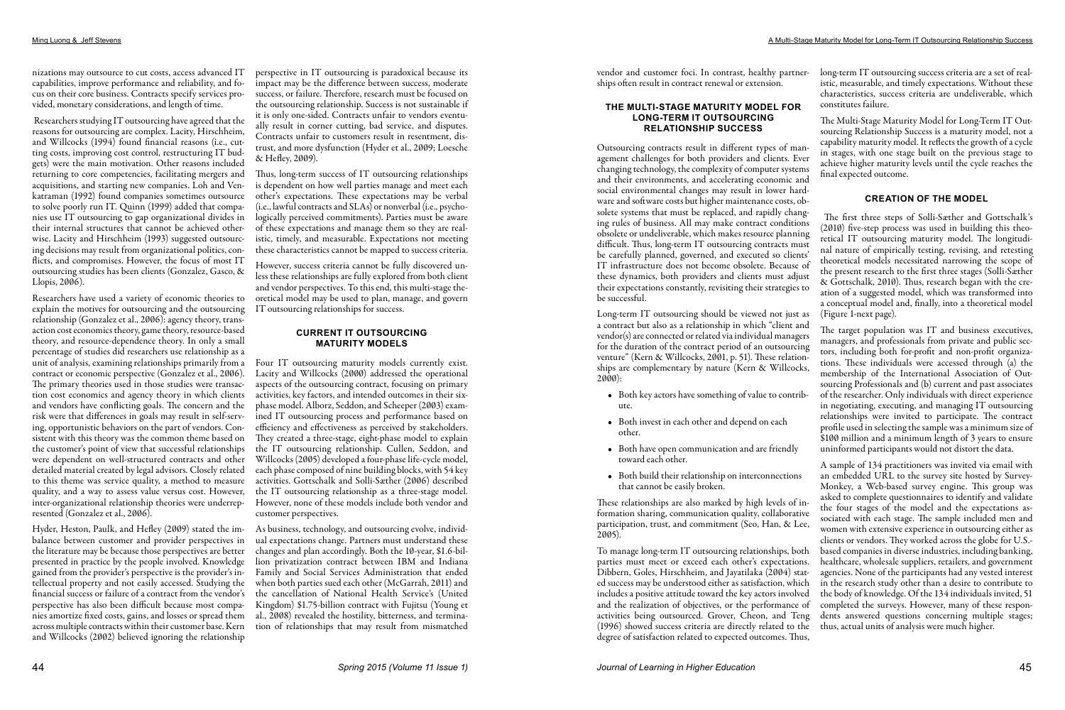nizations may outsource to cut costs, access advanced IT capabilities, improve performance and reliability, and focus on their core business. Contracts specify services provided, monetary considerations, and length of time.

Researchers studying IT outsourcing have agreed that the reasons for outsourcing are complex. Lacity, Hirschheim, and Willcocks (1994) found financial reasons (i.e., cutting costs, improving cost control, restructuring IT budgets) were the main motivation. Other reasons included returning to core competencies, facilitating mergers and acquisitions, and starting new companies. Loh and Venkatraman (1992) found companies sometimes outsource to solve poorly run IT. Quinn (1999) added that companies use IT outsourcing to gap organizational divides in their internal structures that cannot be achieved otherwise. Lacity and Hirschheim (1993) suggested outsourcing decisions may result from organizational politics, conflicts, and compromises. However, the focus of most IT outsourcing studies has been clients (Gonzalez, Gasco, & Llopis, 2006).

Researchers have used a variety of economic theories to explain the motives for outsourcing and the outsourcing relationship (Gonzalez et al., 2006): agency theory, transaction cost economics theory, game theory, resource-based theory, and resource-dependence theory. In only a small percentage of studies did researchers use relationship as a unit of analysis, examining relationships primarily from a contract or economic perspective (Gonzalez et al., 2006). The primary theories used in those studies were transaction cost economics and agency theory in which clients and vendors have conflicting goals. The concern and the risk were that differences in goals may result in self-serving, opportunistic behaviors on the part of vendors. Consistent with this theory was the common theme based on the customer's point of view that successful relationships were dependent on well-structured contracts and other detailed material created by legal advisors. Closely related to this theme was service quality, a method to measure quality, and a way to assess value versus cost. However, inter-organizational relationship theories were underrepresented (Gonzalez et al., 2006).

Hyder, Heston, Paulk, and Hefley (2009) stated the imbalance between customer and provider perspectives in the literature may be because those perspectives are better presented in practice by the people involved. Knowledge gained from the provider's perspective is the provider's intellectual property and not easily accessed. Studying the financial success or failure of a contract from the vendor's perspective has also been difficult because most companies amortize fixed costs, gains, and losses or spread them across multiple contracts within their customer base. Kern and Willcocks (2002) believed ignoring the relationship perspective in IT outsourcing is paradoxical because its impact may be the difference between success, moderate success, or failure. Therefore, research must be focused on the outsourcing relationship. Success is not sustainable if it is only one-sided. Contracts unfair to vendors eventually result in corner cutting, bad service, and disputes. Contracts unfair to customers result in resentment, distrust, and more dysfunction (Hyder et al., 2009; Loesche & Hefley, 2009).

Thus, long-term success of IT outsourcing relationships is dependent on how well parties manage and meet each other's expectations. These expectations may be verbal (i.e., lawful contracts and SLAs) or nonverbal (i.e., psychologically perceived commitments). Parties must be aware of these expectations and manage them so they are realistic, timely, and measurable. Expectations not meeting these characteristics cannot be mapped to success criteria.

However, success criteria cannot be fully discovered unless these relationships are fully explored from both client and vendor perspectives. To this end, this multi-stage theoretical model may be used to plan, manage, and govern IT outsourcing relationships for success.

## CURRENT IT OUTSOURCING MATURITY MODELS

Four IT outsourcing maturity models currently exist. Lacity and Willcocks (2000) addressed the operational aspects of the outsourcing contract, focusing on primary activities, key factors, and intended outcomes in their six-phase model. Alborz, Seddon, and Scheeper (2003) examined IT outsourcing process and performance based on efficiency and effectiveness as perceived by stakeholders. They created a three-stage, eight-phase model to explain the IT outsourcing relationship. Cullen, Seddon, and Willcocks (2005) developed a four-phase life-cycle model, each phase composed of nine building blocks, with 54 key activities. Gottschalk and Solli-Sæther (2006) described the IT outsourcing relationship as a three-stage model. However, none of these models include both vendor and customer perspectives.

As business, technology, and outsourcing evolve, individual expectations change. Partners must understand these changes and plan accordingly. Both the 10-year, $1.6-billion privatization contract between IBM and Indiana Family and Social Services Administration that ended when both parties sued each other (McGarrah, 2011) and the cancellation of National Health Service's (United Kingdom) $1.75-billion contract with Fujitsu (Young et al., 2008) revealed the hostility, bitterness, and termination of relationships that may result from mismatched vendor and customer foci. In contrast, healthy partnerships often result in contract renewal or extension.

## THE MULTI-STAGE MATURITY MODEL FOR LONG-TERM IT OUTSOURCING RELATIONSHIP SUCCESS

Outsourcing contracts result in different types of management challenges for both providers and clients. Ever changing technology, the complexity of computer systems and their environments, and accelerating economic and social environmental changes may result in lower hardware and software costs but higher maintenance costs, obsolete systems that must be replaced, and rapidly changing rules of business. All may make contract conditions obsolete or undeliverable, which makes resource planning difficult. Thus, long-term IT outsourcing contracts must be carefully planned, governed, and executed so clients' IT infrastructure does not become obsolete. Because of these dynamics, both providers and clients must adjust their expectations constantly, revisiting their strategies to be successful.

Long-term IT outsourcing should be viewed not just as a contract but also as a relationship in which "client and vendor(s) are connected or related via individual managers for the duration of the contract period of an outsourcing venture" (Kern & Willcocks, 2001, p. 51). These relationships are complementary by nature (Kern & Willcocks, 2000):

- Both key actors have something of value to contribute.
- Both invest in each other and depend on each other.
- Both have open communication and are friendly toward each other.
- Both build their relationship on interconnections that cannot be easily broken.

These relationships are also marked by high levels of information sharing, communication quality, collaborative participation, trust, and commitment (Seo, Han, & Lee, 2005).

To manage long-term IT outsourcing relationships, both parties must meet or exceed each other's expectations. Dibbern, Goles, Hirschheim, and Jayatilaka (2004) stated success may be understood either as satisfaction, which includes a positive attitude toward the key actors involved and the realization of objectives, or the performance of activities being outsourced. Grover, Cheon, and Teng (1996) showed success criteria are directly related to the degree of satisfaction related to expected outcomes. Thus, long-term IT outsourcing success criteria are a set of realistic, measurable, and timely expectations. Without these characteristics, success criteria are undeliverable, which constitutes failure.

The Multi-Stage Maturity Model for Long-Term IT Outsourcing Relationship Success is a maturity model, not a capability maturity model. It reflects the growth of a cycle in stages, with one stage built on the previous stage to achieve higher maturity levels until the cycle reaches the final expected outcome.

## CREATION OF THE MODEL

The first three steps of Solli-Sæther and Gottschalk's (2010) five-step process was used in building this theoretical IT outsourcing maturity model. The longitudinal nature of empirically testing, revising, and retesting theoretical models necessitated narrowing the scope of the present research to the first three stages (Solli-Sæther & Gottschalk, 2010). Thus, research began with the creation of a suggested model, which was transformed into a conceptual model and, finally, into a theoretical model (Figure 1-next page).

The target population was IT and business executives, managers, and professionals from private and public sectors, including both for-profit and non-profit organizations. These individuals were accessed through (a) the membership of the International Association of Outsourcing Professionals and (b) current and past associates of the researcher. Only individuals with direct experience in negotiating, executing, and managing IT outsourcing relationships were invited to participate. The contract profile used in selecting the sample was a minimum size of $100 million and a minimum length of 3 years to ensure uninformed participants would not distort the data.

A sample of 134 practitioners was invited via email with an embedded URL to the survey site hosted by SurveyMonkey, a Web-based survey engine. This group was asked to complete questionnaires to identify and validate the four stages of the model and the expectations associated with each stage. The sample included men and women with extensive experience in outsourcing either as clients or vendors. They worked across the globe for U.S.-based companies in diverse industries, including banking, healthcare, wholesale suppliers, retailers, and government agencies. None of the participants had any vested interest in the research study other than a desire to contribute to the body of knowledge. Of the 134 individuals invited, 51 completed the surveys. However, many of these respondents answered questions concerning multiple stages; thus, actual units of analysis were much higher.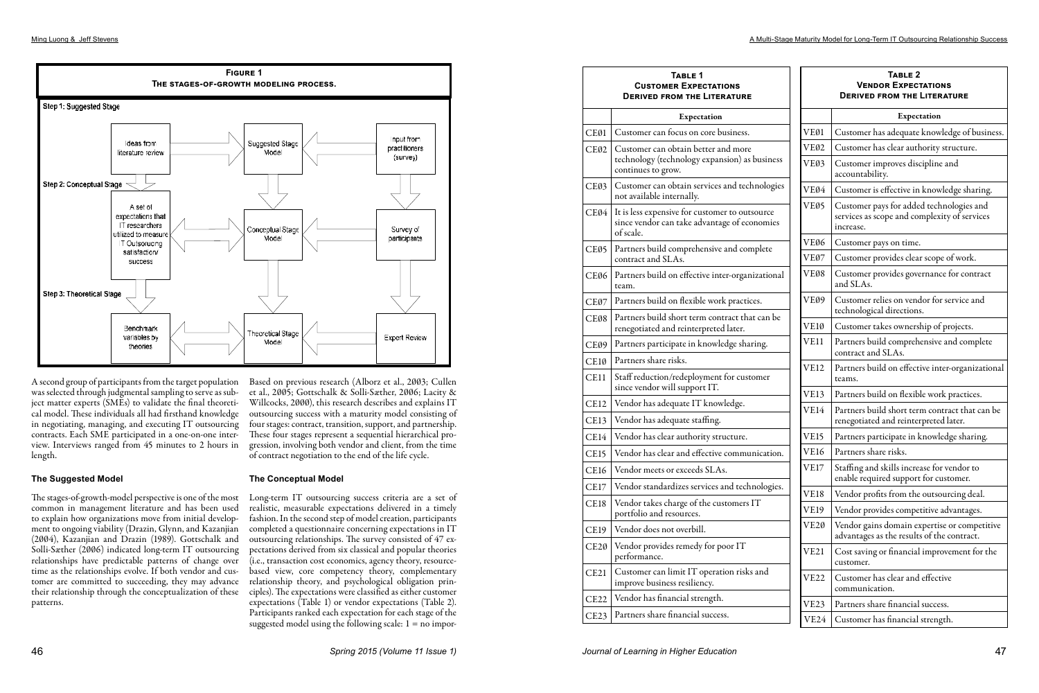**Figure 1**
**The stages-of-growth modeling process.**

Step 1: Suggested Stage

Ideas from literature review → Suggested Stage Model ← Input from practitioners (survey)

Step 2: Conceptual Stage

A set of expectations that IT researchers utilized to measure IT Outsourcing satisfaction/ success → Conceptual Stage Model ← Survey of participants

Step 3: Theoretical Stage

Benchmark variables by theories ↔ Theoretical Stage Model ↔ Expert Review

A second group of participants from the target population was selected through judgmental sampling to serve as subject matter experts (SMEs) to validate the final theoretical model. These individuals all had firsthand knowledge in negotiating, managing, and executing IT outsourcing contracts. Each SME participated in a one-on-one interview. Interviews ranged from 45 minutes to 2 hours in length.

### The Suggested Model

The stages-of-growth-model perspective is one of the most common in management literature and has been used to explain how organizations move from initial development to ongoing viability (Drazin, Glynn, and Kazanjian (2004), Kazanjian and Drazin (1989). Gottschalk and Solli-Sæther (2006) indicated long-term IT outsourcing relationships have predictable patterns of change over time as the relationships evolve. If both vendor and customer are committed to succeeding, they may advance their relationship through the conceptualization of these patterns.

Based on previous research (Alborz et al., 2003; Cullen et al., 2005; Gottschalk & Solli-Sæther, 2006; Lacity & Willcocks, 2000), this research describes and explains IT outsourcing success with a maturity model consisting of four stages: contract, transition, support, and partnership. These four stages represent a sequential hierarchical progression, involving both vendor and client, from the time of contract negotiation to the end of the life cycle.

### The Conceptual Model

Long-term IT outsourcing success criteria are a set of realistic, measurable expectations delivered in a timely fashion. In the second step of model creation, participants completed a questionnaire concerning expectations in IT outsourcing relationships. The survey consisted of 47 expectations derived from six classical and popular theories (i.e., transaction cost economics, agency theory, resource-based view, core competency theory, complementary relationship theory, and psychological obligation principles). The expectations were classified as either customer expectations (Table 1) or vendor expectations (Table 2). Participants ranked each expectation for each stage of the suggested model using the following scale: 1 = no impor-

**Table 1**
**Customer Expectations Derived from the Literature**

| | Expectation |
|---|---|
| CE01 | Customer can focus on core business. |
| CE02 | Customer can obtain better and more technology (technology expansion) as business continues to grow. |
| CE03 | Customer can obtain services and technologies not available internally. |
| CE04 | It is less expensive for customer to outsource since vendor can take advantage of economies of scale. |
| CE05 | Partners build comprehensive and complete contract and SLAs. |
| CE06 | Partners build on effective inter-organizational team. |
| CE07 | Partners build on flexible work practices. |
| CE08 | Partners build short term contract that can be renegotiated and reinterpreted later. |
| CE09 | Partners participate in knowledge sharing. |
| CE10 | Partners share risks. |
| CE11 | Staff reduction/redeployment for customer since vendor will support IT. |
| CE12 | Vendor has adequate IT knowledge. |
| CE13 | Vendor has adequate staffing. |
| CE14 | Vendor has clear authority structure. |
| CE15 | Vendor has clear and effective communication. |
| CE16 | Vendor meets or exceeds SLAs. |
| CE17 | Vendor standardizes services and technologies. |
| CE18 | Vendor takes charge of the customers IT portfolio and resources. |
| CE19 | Vendor does not overbill. |
| CE20 | Vendor provides remedy for poor IT performance. |
| CE21 | Customer can limit IT operation risks and improve business resiliency. |
| CE22 | Vendor has financial strength. |
| CE23 | Partners share financial success. |

**Table 2**
**Vendor Expectations Derived from the Literature**

| | Expectation |
|---|---|
| VE01 | Customer has adequate knowledge of business. |
| VE02 | Customer has clear authority structure. |
| VE03 | Customer improves discipline and accountability. |
| VE04 | Customer is effective in knowledge sharing. |
| VE05 | Customer pays for added technologies and services as scope and complexity of services increase. |
| VE06 | Customer pays on time. |
| VE07 | Customer provides clear scope of work. |
| VE08 | Customer provides governance for contract and SLAs. |
| VE09 | Customer relies on vendor for service and technological directions. |
| VE10 | Customer takes ownership of projects. |
| VE11 | Partners build comprehensive and complete contract and SLAs. |
| VE12 | Partners build on effective inter-organizational teams. |
| VE13 | Partners build on flexible work practices. |
| VE14 | Partners build short term contract that can be renegotiated and reinterpreted later. |
| VE15 | Partners participate in knowledge sharing. |
| VE16 | Partners share risks. |
| VE17 | Staffing and skills increase for vendor to enable required support for customer. |
| VE18 | Vendor profits from the outsourcing deal. |
| VE19 | Vendor provides competitive advantages. |
| VE20 | Vendor gains domain expertise or competitive advantages as the results of the contract. |
| VE21 | Cost saving or financial improvement for the customer. |
| VE22 | Customer has clear and effective communication. |
| VE23 | Partners share financial success. |
| VE24 | Customer has financial strength. |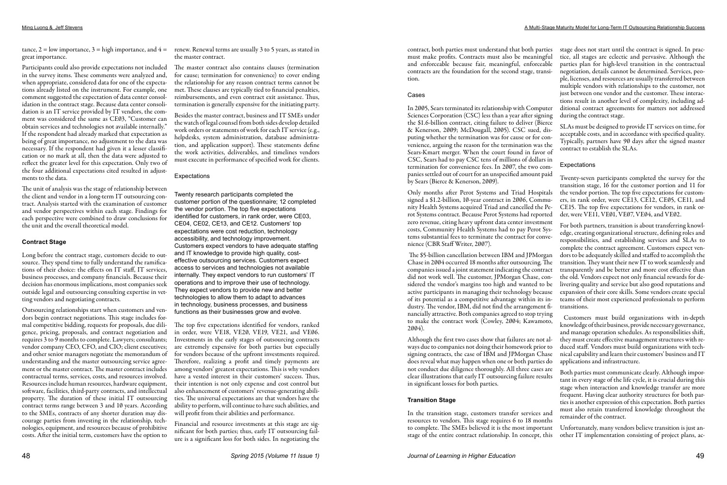tance, 2 = low importance, 3 = high importance, and 4 = great importance.

Participants could also provide expectations not included in the survey items. These comments were analyzed and, when appropriate, considered data for one of the expectations already listed on the instrument. For example, one comment suggested the expectation of data center consolidation in the contract stage. Because data center consolidation is an IT service provided by IT vendors, the comment was considered the same as CE03, "Customer can obtain services and technologies not available internally." If the respondent had already marked that expectation as being of great importance, no adjustment to the data was necessary. If the respondent had given it a lesser classification or no mark at all, then the data were adjusted to reflect the greater level for this expectation. Only two of the four additional expectations cited resulted in adjustments to the data.

The unit of analysis was the stage of relationship between the client and vendor in a long-term IT outsourcing contract. Analysis started with the examination of customer and vendor perspectives within each stage. Findings for each perspective were combined to draw conclusions for the unit and the overall theoretical model.

### Contract Stage

Long before the contract stage, customers decide to outsource. They spend time to fully understand the ramifications of their choice: the effects on IT staff, IT services, business processes, and company financials. Because their decision has enormous implications, most companies seek outside legal and outsourcing consulting expertise in vetting vendors and negotiating contracts.

Outsourcing relationships start when customers and vendors begin contract negotiations. This stage includes formal competitive bidding, requests for proposals, due diligence, pricing, proposals, and contract negotiation and requires 3 to 9 months to complete. Lawyers; consultants; vendor company CEO, CFO, and CIO; client executives; and other senior managers negotiate the memorandum of understanding and the master outsourcing service agreement or the master contract. The master contract includes contractual terms, services, costs, and resources involved. Resources include human resources, hardware equipment, software, facilities, third-party contracts, and intellectual property. The duration of these initial IT outsourcing contract terms range between 3 and 10 years. According to the SMEs, contracts of any shorter duration may discourage parties from investing in the relationship, technologies, equipment, and resources because of prohibitive costs. After the initial term, customers have the option to renew. Renewal terms are usually 3 to 5 years, as stated in the master contract.

The master contract also contains clauses (termination for cause; termination for convenience) to cover ending the relationship for any reason contract terms cannot be met. These clauses are typically tied to financial penalties, reimbursements, and even contract exit assistance. Thus, termination is generally expensive for the initiating party.

Besides the master contract, business and IT SMEs under the watch of legal counsel from both sides develop detailed work orders or statements of work for each IT service (e.g., helpdesks, system administration, database administration, and application support). These statements define the work activities, deliverables, and timelines vendors must execute in performance of specified work for clients.

#### Expectations

Twenty research participants completed the customer portion of the questionnaire; 12 completed the vendor portion. The top five expectations identified for customers, in rank order, were CE03, CE04, CE02, CE13, and CE12. Customers' top expectations were cost reduction, technology accessibility, and technology improvement. Customers expect vendors to have adequate staffing and IT knowledge to provide high quality, cost-effective outsourcing services. Customers expect access to services and technologies not available internally. They expect vendors to run customers' IT operations and to improve their use of technology. They expect vendors to provide new and better technologies to allow them to adapt to advances in technology, business processes, and business functions as their businesses grow and evolve.

The top five expectations identified for vendors, ranked in order, were VE18, VE20, VE19, VE21, and VE06. Investments in the early stages of outsourcing contracts are extremely expensive for both parties but especially for vendors because of the upfront investments required. Therefore, realizing a profit and timely payments are among vendors' greatest expectations. This is why vendors have a vested interest in their customers' success. Thus, their intention is not only expense and cost control but also enhancement of customers' revenue-generating abilities. The universal expectations are that vendors have the ability to perform, will continue to have such abilities, and will profit from their abilities and performance.

Financial and resource investments at this stage are significant for both parties; thus, early IT outsourcing failure is a significant loss for both sides. In negotiating the contract, both parties must understand that both parties must make profits. Contracts must also be meaningful and enforceable because fair, meaningful, enforceable contracts are the foundation for the second stage, transition.

#### Cases

In 2005, Sears terminated its relationship with Computer Sciences Corporation (CSC) less than a year after signing the $1.6-billion contract, citing failure to deliver (Bierce & Kenerson, 2009; McDougall, 2005). CSC sued, disputing whether the termination was for cause or for convenience, arguing the reason for the termination was the Sears-Kmart merger. When the court found in favor of CSC, Sears had to pay CSC tens of millions of dollars in termination for convenience fees. In 2007, the two companies settled out of court for an unspecified amount paid by Sears (Bierce & Kenerson, 2009).

Only months after Perot Systems and Triad Hospitals signed a $1.2-billion, 10-year contract in 2006, Community Health Systems acquired Triad and cancelled the Perot Systems contract. Because Perot Systems had reported zero revenue, citing heavy upfront data center investment costs, Community Health Systems had to pay Perot Systems substantial fees to terminate the contract for convenience (CBR Staff Writer, 2007).

The $5-billion cancellation between IBM and JPMorgan Chase in 2004 occurred 18 months after outsourcing. The companies issued a joint statement indicating the contract did not work well. The customer, JPMorgan Chase, considered the vendor's margins too high and wanted to be active participants in managing their technology because of its potential as a competitive advantage within its industry. The vendor, IBM, did not find the arrangement financially attractive. Both companies agreed to stop trying to make the contract work (Cowley, 2004; Kawamoto, 2004).

Although the first two cases show that failures are not always due to companies not doing their homework prior to signing contracts, the case of IBM and JPMorgan Chase does reveal what may happen when one or both parties do not conduct due diligence thoroughly. All three cases are clear illustrations that early IT outsourcing failure results in significant losses for both parties.

### Transition Stage

In the transition stage, customers transfer services and resources to vendors. This stage requires 6 to 18 months to complete. The SMEs believed it is the most important stage of the entire contract relationship. In concept, this stage does not start until the contract is signed. In practice, all stages are eclectic and pervasive. Although the parties plan for high-level transition in the contractual negotiation, details cannot be determined. Services, people, licenses, and resources are usually transferred between multiple vendors with relationships to the customer, not just between one vendor and the customer. These interactions result in another level of complexity, including additional contract agreements for matters not addressed during the contract stage.

SLAs must be designed to provide IT services on time, for acceptable costs, and in accordance with specified quality. Typically, partners have 90 days after the signed master contract to establish the SLAs.

#### Expectations

Twenty-seven participants completed the survey for the transition stage, 16 for the customer portion and 11 for the vendor portion. The top five expectations for customers, in rank order, were CE13, CE12, CE05, CE11, and CE15. The top five expectations for vendors, in rank order, were VE11, VE01, VE07, VE04, and VE02.

For both partners, transition is about transferring knowledge, creating organizational structure, defining roles and responsibilities, and establishing services and SLAs to complete the contract agreement. Customers expect vendors to be adequately skilled and staffed to accomplish the transition. They want their new IT to work seamlessly and transparently and be better and more cost effective than the old. Vendors expect not only financial rewards for delivering quality and service but also good reputations and expansion of their core skills. Some vendors create special teams of their most experienced professionals to perform transitions.

Customers must build organizations with in-depth knowledge of their business, provide necessary governance, and manage operation schedules. As responsibilities shift, they must create effective management structures with reduced staff. Vendors must build organizations with technical capability and learn their customers' business and IT applications and infrastructure.

Both parties must communicate clearly. Although important in every stage of the life cycle, it is crucial during this stage when interaction and knowledge transfer are more frequent. Having clear authority structures for both parties is another expression of this expectation. Both parties must also retain transferred knowledge throughout the remainder of the contract.

Unfortunately, many vendors believe transition is just another IT implementation consisting of project plans, ac-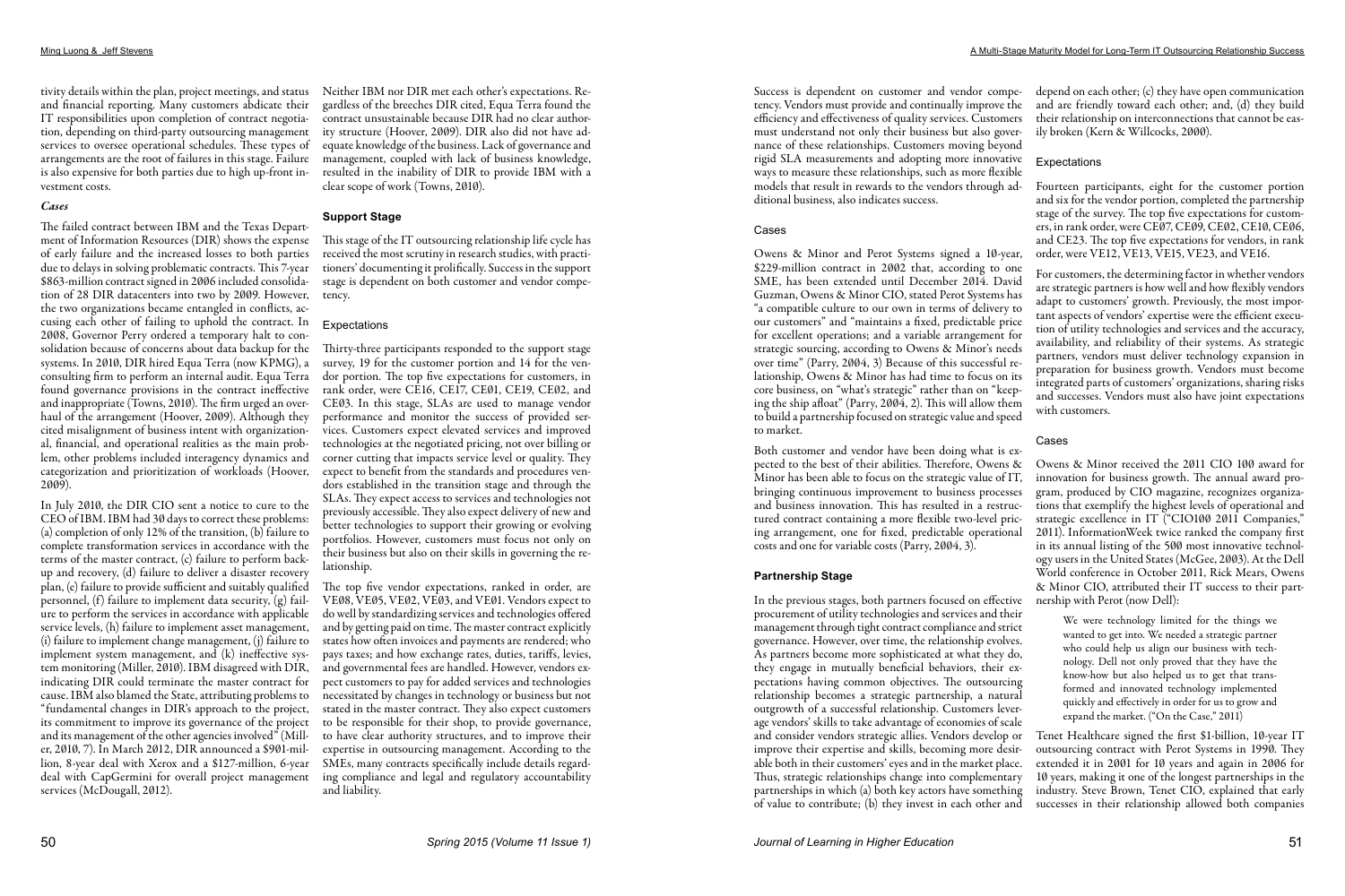tivity details within the plan, project meetings, and status and financial reporting. Many customers abdicate their IT responsibilities upon completion of contract negotiation, depending on third-party outsourcing management services to oversee operational schedules. These types of arrangements are the root of failures in this stage. Failure is also expensive for both parties due to high up-front investment costs.

### *Cases*

The failed contract between IBM and the Texas Department of Information Resources (DIR) shows the expense of early failure and the increased losses to both parties due to delays in solving problematic contracts. This 7-year $863-million contract signed in 2006 included consolidation of 28 DIR datacenters into two by 2009. However, the two organizations became entangled in conflicts, accusing each other of failing to uphold the contract. In 2008, Governor Perry ordered a temporary halt to consolidation because of concerns about data backup for the systems. In 2010, DIR hired Equa Terra (now KPMG), a consulting firm to perform an internal audit. Equa Terra found governance provisions in the contract ineffective and inappropriate (Towns, 2010). The firm urged an overhaul of the arrangement (Hoover, 2009). Although they cited misalignment of business intent with organizational, financial, and operational realities as the main problem, other problems included interagency dynamics and categorization and prioritization of workloads (Hoover, 2009).

In July 2010, the DIR CIO sent a notice to cure to the CEO of IBM. IBM had 30 days to correct these problems: (a) completion of only 12% of the transition, (b) failure to complete transformation services in accordance with the terms of the master contract, (c) failure to perform backup and recovery, (d) failure to deliver a disaster recovery plan, (e) failure to provide sufficient and suitably qualified personnel, (f) failure to implement data security, (g) failure to perform the services in accordance with applicable service levels, (h) failure to implement asset management, (i) failure to implement change management, (j) failure to implement system management, and (k) ineffective system monitoring (Miller, 2010). IBM disagreed with DIR, indicating DIR could terminate the master contract for cause. IBM also blamed the State, attributing problems to "fundamental changes in DIR's approach to the project, its commitment to improve its governance of the project and its management of the other agencies involved" (Miller, 2010, 7). In March 2012, DIR announced a $901-million, 8-year deal with Xerox and a $127-million, 6-year deal with CapGermini for overall project management services (McDougall, 2012).

Neither IBM nor DIR met each other's expectations. Regardless of the breeches DIR cited, Equa Terra found the contract unsustainable because DIR had no clear authority structure (Hoover, 2009). DIR also did not have adequate knowledge of the business. Lack of governance and management, coupled with lack of business knowledge, resulted in the inability of DIR to provide IBM with a clear scope of work (Towns, 2010).

## Support Stage

This stage of the IT outsourcing relationship life cycle has received the most scrutiny in research studies, with practitioners' documenting it prolifically. Success in the support stage is dependent on both customer and vendor competency.

### Expectations

Thirty-three participants responded to the support stage survey, 19 for the customer portion and 14 for the vendor portion. The top five expectations for customers, in rank order, were CE16, CE17, CE01, CE19, CE02, and CE03. In this stage, SLAs are used to manage vendor performance and monitor the success of provided services. Customers expect elevated services and improved technologies at the negotiated pricing, not over billing or corner cutting that impacts service level or quality. They expect to benefit from the standards and procedures vendors established in the transition stage and through the SLAs. They expect access to services and technologies not previously accessible. They also expect delivery of new and better technologies to support their growing or evolving portfolios. However, customers must focus not only on their business but also on their skills in governing the relationship.

The top five vendor expectations, ranked in order, are VE08, VE05, VE02, VE03, and VE01. Vendors expect to do well by standardizing services and technologies offered and by getting paid on time. The master contract explicitly states how often invoices and payments are rendered; who pays taxes; and how exchange rates, duties, tariffs, levies, and governmental fees are handled. However, vendors expect customers to pay for added services and technologies necessitated by changes in technology or business but not stated in the master contract. They also expect customers to be responsible for their shop, to provide governance, to have clear authority structures, and to improve their expertise in outsourcing management. According to the SMEs, many contracts specifically include details regarding compliance and legal and regulatory accountability and liability.

Success is dependent on customer and vendor competency. Vendors must provide and continually improve the efficiency and effectiveness of quality services. Customers must understand not only their business but also governance of these relationships. Customers moving beyond rigid SLA measurements and adopting more innovative ways to measure these relationships, such as more flexible models that result in rewards to the vendors through additional business, also indicates success.

### Cases

Owens & Minor and Perot Systems signed a 10-year, $229-million contract in 2002 that, according to one SME, has been extended until December 2014. David Guzman, Owens & Minor CIO, stated Perot Systems has "a compatible culture to our own in terms of delivery to our customers" and "maintains a fixed, predictable price for excellent operations; and a variable arrangement for strategic sourcing, according to Owens & Minor's needs over time" (Parry, 2004, 3) Because of this successful relationship, Owens & Minor has had time to focus on its core business, on "what's strategic" rather than on "keeping the ship afloat" (Parry, 2004, 2). This will allow them to build a partnership focused on strategic value and speed to market.

Both customer and vendor have been doing what is expected to the best of their abilities. Therefore, Owens & Minor has been able to focus on the strategic value of IT, bringing continuous improvement to business processes and business innovation. This has resulted in a restructured contract containing a more flexible two-level pricing arrangement, one for fixed, predictable operational costs and one for variable costs (Parry, 2004, 3).

## Partnership Stage

In the previous stages, both partners focused on effective procurement of utility technologies and services and their management through tight contract compliance and strict governance. However, over time, the relationship evolves. As partners become more sophisticated at what they do, they engage in mutually beneficial behaviors, their expectations having common objectives. The outsourcing relationship becomes a strategic partnership, a natural outgrowth of a successful relationship. Customers leverage vendors' skills to take advantage of economies of scale and consider vendors strategic allies. Vendors develop or improve their expertise and skills, becoming more desirable both in their customers' eyes and in the market place. Thus, strategic relationships change into complementary partnerships in which (a) both key actors have something of value to contribute; (b) they invest in each other and depend on each other; (c) they have open communication and are friendly toward each other; and, (d) they build their relationship on interconnections that cannot be easily broken (Kern & Willcocks, 2000).

### Expectations

Fourteen participants, eight for the customer portion and six for the vendor portion, completed the partnership stage of the survey. The top five expectations for customers, in rank order, were CE07, CE09, CE02, CE10, CE06, and CE23. The top five expectations for vendors, in rank order, were VE12, VE13, VE15, VE23, and VE16.

For customers, the determining factor in whether vendors are strategic partners is how well and how flexibly vendors adapt to customers' growth. Previously, the most important aspects of vendors' expertise were the efficient execution of utility technologies and services and the accuracy, availability, and reliability of their systems. As strategic partners, vendors must deliver technology expansion in preparation for business growth. Vendors must become integrated parts of customers' organizations, sharing risks and successes. Vendors must also have joint expectations with customers.

### Cases

Owens & Minor received the 2011 CIO 100 award for innovation for business growth. The annual award program, produced by CIO magazine, recognizes organizations that exemplify the highest levels of operational and strategic excellence in IT ("CIO100 2011 Companies," 2011). InformationWeek twice ranked the company first in its annual listing of the 500 most innovative technology users in the United States (McGee, 2003). At the Dell World conference in October 2011, Rick Mears, Owens & Minor CIO, attributed their IT success to their partnership with Perot (now Dell):

> We were technology limited for the things we wanted to get into. We needed a strategic partner who could help us align our business with technology. Dell not only proved that they have the know-how but also helped us to get that transformed and innovated technology implemented quickly and effectively in order for us to grow and expand the market. ("On the Case," 2011)

Tenet Healthcare signed the first $1-billion, 10-year IT outsourcing contract with Perot Systems in 1990. They extended it in 2001 for 10 years and again in 2006 for 10 years, making it one of the longest partnerships in the industry. Steve Brown, Tenet CIO, explained that early successes in their relationship allowed both companies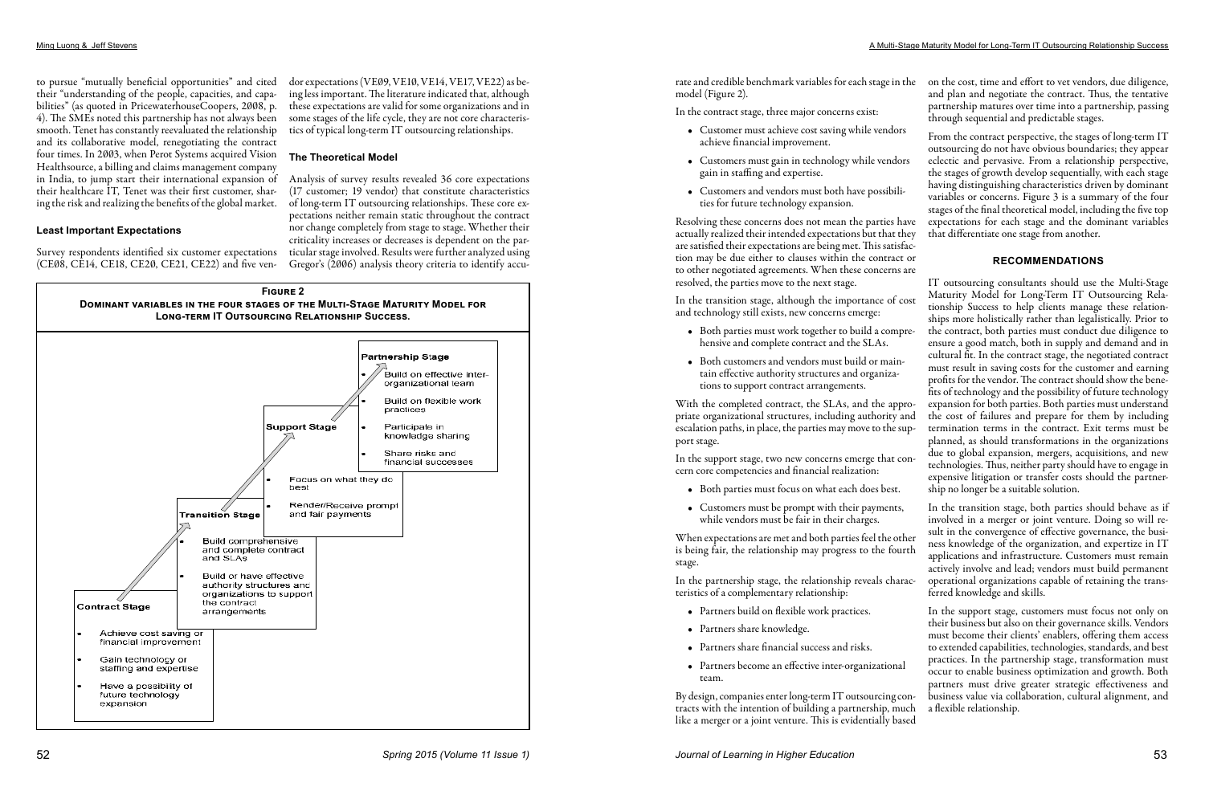to pursue "mutually beneficial opportunities" and cited their "understanding of the people, capacities, and capabilities" (as quoted in PricewaterhouseCoopers, 2008, p. 4). The SMEs noted this partnership has not always been smooth. Tenet has constantly reevaluated the relationship and its collaborative model, renegotiating the contract four times. In 2003, when Perot Systems acquired Vision Healthsource, a billing and claims management company in India, to jump start their international expansion of their healthcare IT, Tenet was their first customer, sharing the risk and realizing the benefits of the global market.

### Least Important Expectations

Survey respondents identified six customer expectations (CE08, CE14, CE18, CE20, CE21, CE22) and five vendor expectations (VE09, VE10, VE14, VE17, VE22) as being less important. The literature indicated that, although these expectations are valid for some organizations and in some stages of the life cycle, they are not core characteristics of typical long-term IT outsourcing relationships.

### The Theoretical Model

Analysis of survey results revealed 36 core expectations (17 customer; 19 vendor) that constitute characteristics of long-term IT outsourcing relationships. These core expectations neither remain static throughout the contract nor change completely from stage to stage. Whether their criticality increases or decreases is dependent on the particular stage involved. Results were further analyzed using Gregor's (2006) analysis theory criteria to identify accurate and credible benchmark variables for each stage in the model (Figure 2).

**Figure 2**
**Dominant variables in the four stages of the Multi-Stage Maturity Model for Long-term IT Outsourcing Relationship Success.**

**Contract Stage**
- Achieve cost saving or financial improvement
- Gain technology or staffing and expertise
- Have a possibility of future technology expansion

**Transition Stage**
- Build comprehensive and complete contract and SLAs
- Build or have effective authority structures and organizations to support the contract arrangements

**Support Stage**
- Focus on what they do best
- Render/Receive prompt and fair payments

**Partnership Stage**
- Build on effective inter-organizational team
- Build on flexible work practices
- Participate in knowledge sharing
- Share risks and financial successes

In the contract stage, three major concerns exist:

- Customer must achieve cost saving while vendors achieve financial improvement.
- Customers must gain in technology while vendors gain in staffing and expertise.
- Customers and vendors must both have possibilities for future technology expansion.

Resolving these concerns does not mean the parties have actually realized their intended expectations but that they are satisfied their expectations are being met. This satisfaction may be due either to clauses within the contract or to other negotiated agreements. When these concerns are resolved, the parties move to the next stage.

In the transition stage, although the importance of cost and technology still exists, new concerns emerge:

- Both parties must work together to build a comprehensive and complete contract and the SLAs.
- Both customers and vendors must build or maintain effective authority structures and organizations to support contract arrangements.

With the completed contract, the SLAs, and the appropriate organizational structures, including authority and escalation paths, in place, the parties may move to the support stage.

In the support stage, two new concerns emerge that concern core competencies and financial realization:

- Both parties must focus on what each does best.
- Customers must be prompt with their payments, while vendors must be fair in their charges.

When expectations are met and both parties feel the other is being fair, the relationship may progress to the fourth stage.

In the partnership stage, the relationship reveals characteristics of a complementary relationship:

- Partners build on flexible work practices.
- Partners share knowledge.
- Partners share financial success and risks.
- Partners become an effective inter-organizational team.

By design, companies enter long-term IT outsourcing contracts with the intention of building a partnership, much like a merger or a joint venture. This is evidentially based on the cost, time and effort to vet vendors, due diligence, and plan and negotiate the contract. Thus, the tentative partnership matures over time into a partnership, passing through sequential and predictable stages.

From the contract perspective, the stages of long-term IT outsourcing do not have obvious boundaries; they appear eclectic and pervasive. From a relationship perspective, the stages of growth develop sequentially, with each stage having distinguishing characteristics driven by dominant variables or concerns. Figure 3 is a summary of the four stages of the final theoretical model, including the five top expectations for each stage and the dominant variables that differentiate one stage from another.

## RECOMMENDATIONS

IT outsourcing consultants should use the Multi-Stage Maturity Model for Long-Term IT Outsourcing Relationship Success to help clients manage these relationships more holistically rather than legalistically. Prior to the contract, both parties must conduct due diligence to ensure a good match, both in supply and demand and in cultural fit. In the contract stage, the negotiated contract must result in saving costs for the customer and earning profits for the vendor. The contract should show the benefits of technology and the possibility of future technology expansion for both parties. Both parties must understand the cost of failures and prepare for them by including termination terms in the contract. Exit terms must be planned, as should transformations in the organizations due to global expansion, mergers, acquisitions, and new technologies. Thus, neither party should have to engage in expensive litigation or transfer costs should the partnership no longer be a suitable solution.

In the transition stage, both parties should behave as if involved in a merger or joint venture. Doing so will result in the convergence of effective governance, the business knowledge of the organization, and expertize in IT applications and infrastructure. Customers must remain actively involve and lead; vendors must build permanent operational organizations capable of retaining the transferred knowledge and skills.

In the support stage, customers must focus not only on their business but also on their governance skills. Vendors must become their clients' enablers, offering them access to extended capabilities, technologies, standards, and best practices. In the partnership stage, transformation must occur to enable business optimization and growth. Both partners must drive greater strategic effectiveness and business value via collaboration, cultural alignment, and a flexible relationship.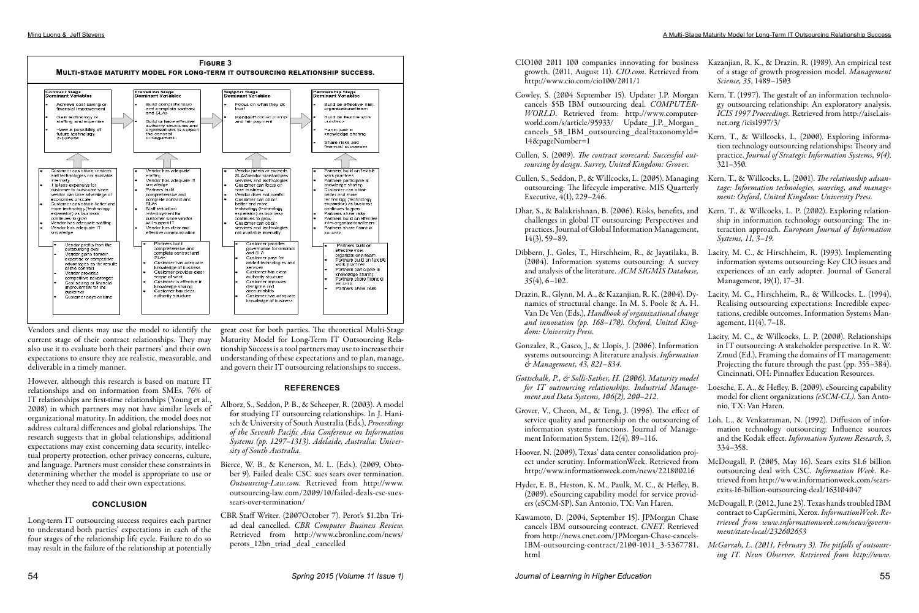**Figure 3**

**Multi-stage maturity model for long-term IT outsourcing relationship success.**

| Contract Stage Dominant Variables | Transition Stage Dominant Variables | Support Stage Dominant Variables | Partnership Stage Dominant Variables |
|---|---|---|---|
| Achieve cost saving or financial improvement; Gain technology or staffing and expertise; Have a possibility of future technology expansion | Build comprehensive and complete contract and SLAs; Build or have effective authority structures and organizations to support the contract arrangements | Focus on what they do best; Render/Receive prompt and fair payment | Build on effective inter-organizational team; Build on flexible work practices; Participate in knowledge sharing; Share risks and financial successes |
| Customer can obtain services and technologies not available internally; It is less expensive for customer to outsource since vendor can take advantage of economies of scale; Customer can obtain better and more technology (technology expansion) as business continues to grow; Vendor has adequate staffing; Vendor has adequate IT knowledge | Vendor has adequate staffing; Vendor has adequate IT knowledge; Partners build comprehensive and complete contract and SLAs; Staff reduction/redeployment for customer since vendor will support IT; Vendor has clear and effective communication | Vendor meets or exceeds SLAs/Vendor standardizes services and technologies; Customer can focus on core business; Vendor does not overbill; Customer can obtain better and more technology (technology expansion) as business continues to grow; Customer can obtain services and technologies not available internally | Partners build on flexible work practices; Partners participate in knowledge sharing; Customer can obtain better and more technology (technology expansion) as business continues to grow; Partners share risks; Partners build on effective inter-organizational team; Partners share financial success |
| Vendor profits from the outsourcing deal; Vendor gains domain expertise or competitive advantages as the results of the contract; Vendor provides competitive advantages; Cost saving or financial improvement for the customer; Customer pays on time | Partners build comprehensive and complete contract and SLAs; Customer has adequate knowledge of business; Customer provides clear scope of work; Customer is effective in knowledge sharing; Customer has clear authority structure | Customer provides governance for contract and SLA; Customer pays for added technologies and services; Customer has clear authority structure; Customer improves discipline and accountability; Customer has adequate knowledge of business | Partners build on effective inter-organizational team; Partners build on flexible work practices; Partners participate in knowledge sharing; Partners share financial success; Partners share risks |

Vendors and clients may use the model to identify the current stage of their contract relationships. They may also use it to evaluate both their partners' and their own expectations to ensure they are realistic, measurable, and deliverable in a timely manner.

However, although this research is based on mature IT relationships and on information from SMEs, 76% of IT relationships are first-time relationships (Young et al., 2008) in which partners may not have similar levels of organizational maturity. In addition, the model does not address cultural differences and global relationships. The research suggests that in global relationships, additional expectations may exist concerning data security, intellectual property protection, other privacy concerns, culture, and language. Partners must consider these constraints in determining whether the model is appropriate to use or whether they need to add their own expectations.

## CONCLUSION

Long-term IT outsourcing success requires each partner to understand both parties' expectations in each of the four stages of the relationship life cycle. Failure to do so may result in the failure of the relationship at potentially great cost for both parties. The theoretical Multi-Stage Maturity Model for Long-Term IT Outsourcing Relationship Success is a tool partners may use to increase their understanding of these expectations and to plan, manage, and govern their IT outsourcing relationships to success.

## REFERENCES

Alborz, S., Seddon, P. B., & Scheeper, R. (2003). A model for studying IT outsourcing relationships. In J. Hanisch & University of South Australia (Eds.), *Proceedings of the Seventh Pacific Asia Conference on Information Systems (pp. 1297–1313). Adelaide, Australia: University of South Australia.*

Bierce, W. B., & Kenerson, M. L. (Eds.). (2009, Obtober 9). Failed deals: CSC sues sears over termination. *Outsourcing-Law.com*. Retrieved from http://www.outsourcing-law.com/2009/10/failed-deals-csc-sues-sears-over-termination/

CBR Staff Writer. (2007October 7). Perot's $1.2bn Triad deal cancelled. *CBR Computer Business Review.* Retrieved from http://www.cbronline.com/news/perots_12bn_triad _deal _cancelled

CIO100 2011 100 companies innovating for business growth. (2011, August 11). *CIO.com*. Retrieved from http://www.cio.com/cio100/2011/1

Cowley, S. (2004 September 15). Update: J.P. Morgan cancels $5B IBM outsourcing deal. *COMPUTERWORLD*. Retrieved from: http://www.computerworld.com/s/article/95933/ Update_J.P._Morgan_cancels_5B_IBM_outsourcing_deal?taxonomyId=14&pageNumber=1

Cullen, S. (2009). *The contract scorecard: Successful outsourcing by design. Surrey, United Kingdom: Grover.*

Cullen, S., Seddon, P., & Willcocks, L. (2005). Managing outsourcing: The lifecycle imperative. MIS Quarterly Executive, 4(1), 229–246.

Dhar, S., & Balakrishnan, B. (2006). Risks, benefits, and challenges in global IT outsourcing: Perspectives and practices. Journal of Global Information Management, 14(3), 59–89.

Dibbern, J., Goles, T., Hirschheim, R., & Jayatilaka, B. (2004). Information systems outsourcing: A survey and analysis of the literature. *ACM SIGMIS Database, 35*(4), 6–102.

Drazin, R., Glynn, M. A., & Kazanjian, R. K. (2004). Dynamics of structural change. In M. S. Poole & A. H. Van De Ven (Eds.), *Handbook of organizational change and innovation (pp. 168–170). Oxford, United Kingdom: University Press.*

Gonzalez, R., Gasco, J., & Llopis, J. (2006). Information systems outsourcing: A literature analysis. *Information & Management, 43, 821–834.*

*Gottschalk, P., & Solli-Sæther, H. (2006). Maturity model for IT outsourcing relationships. Industrial Management and Data Systems, 106(2), 200–212.*

Grover, V., Cheon, M., & Teng, J. (1996). The effect of service quality and partnership on the outsourcing of information systems functions. Journal of Management Information System, 12(4), 89–116.

Hoover, N. (2009), Texas' data center consolidation project under scrutiny. InformationWeek. Retrieved from http://www.informationweek.com/news/221800216

Hyder, E. B., Heston, K. M., Paulk, M. C., & Hefley, B. (2009). eSourcing capability model for service providers (eSCM-SP). San Antonio, TX: Van Haren.

Kawamoto, D. (2004, September 15). JPMorgan Chase cancels IBM outsourcing contract. *CNET*. Retrieved from http://news.cnet.com/JPMorgan-Chase-cancels-IBM-outsourcing-contract/2100-1011_3-5367781.html

Kazanjian, R. K., & Drazin, R. (1989). An empirical test of a stage of growth progression model. *Management Science, 35*, 1489–1503

Kern, T. (1997). The gestalt of an information technology outsourcing relationship: An exploratory analysis. *ICIS 1997 Proceedings*. Retrieved from http://aisel.aisnet.org /icis1997/3/

Kern, T., & Willcocks, L. (2000). Exploring information technology outsourcing relationships: Theory and practice. *Journal of Strategic Information Systems, 9(4)*, 321–350.

Kern, T., & Willcocks, L. (2001). *The relationship advantage: Information technologies, sourcing, and management: Oxford, United Kingdom: University Press.*

Kern, T., & Willcocks, L. P. (2002). Exploring relationship in information technology outsourcing: The interaction approach. *European Journal of Information Systems, 11, 3–19.*

Lacity, M. C., & Hirschheim, R. (1993). Implementing information systems outsourcing: Key CIO issues and experiences of an early adopter. Journal of General Management, 19(1), 17–31.

Lacity, M. C., Hirschheim, R., & Willcocks, L. (1994). Realising outsourcing expectations: Incredible expectations, credible outcomes. Information Systems Management, 11(4), 7–18.

Lacity, M. C., & Willcocks, L. P. (2000). Relationships in IT outsourcing: A stakeholder perspective. In R. W. Zmud (Ed.), Framing the domains of IT management: Projecting the future through the past (pp. 355–384). Cincinnati, OH: Pinnaflex Education Resources.

Loesche, E. A., & Hefley, B. (2009). eSourcing capability model for client organizations *(eSCM-CL)*. San Antonio, TX: Van Haren.

Loh, L., & Venkatraman, N. (1992). Diffusion of information technology outsourcing: Influence sources and the Kodak effect. *Information Systems Research, 3*, 334–358.

McDougall, P. (2005, May 16). Sears exits $1.6 billion outsourcing deal with CSC. *Information Week*. Retrieved from http://www.informationweek.com/sears-exits-16-billion-outsourcing-deal/163104047

McDougall, P. (2012, June 23). Texas hands troubled IBM contract to CapGermini, Xerox. *InformationWeek*. *Retrieved from www.informationweek.com/news/government/state-local/232602653*

*McGarrah, L. (2011, February 3). The pitfalls of outsourcing IT. News Observer. Retrieved from http://www.*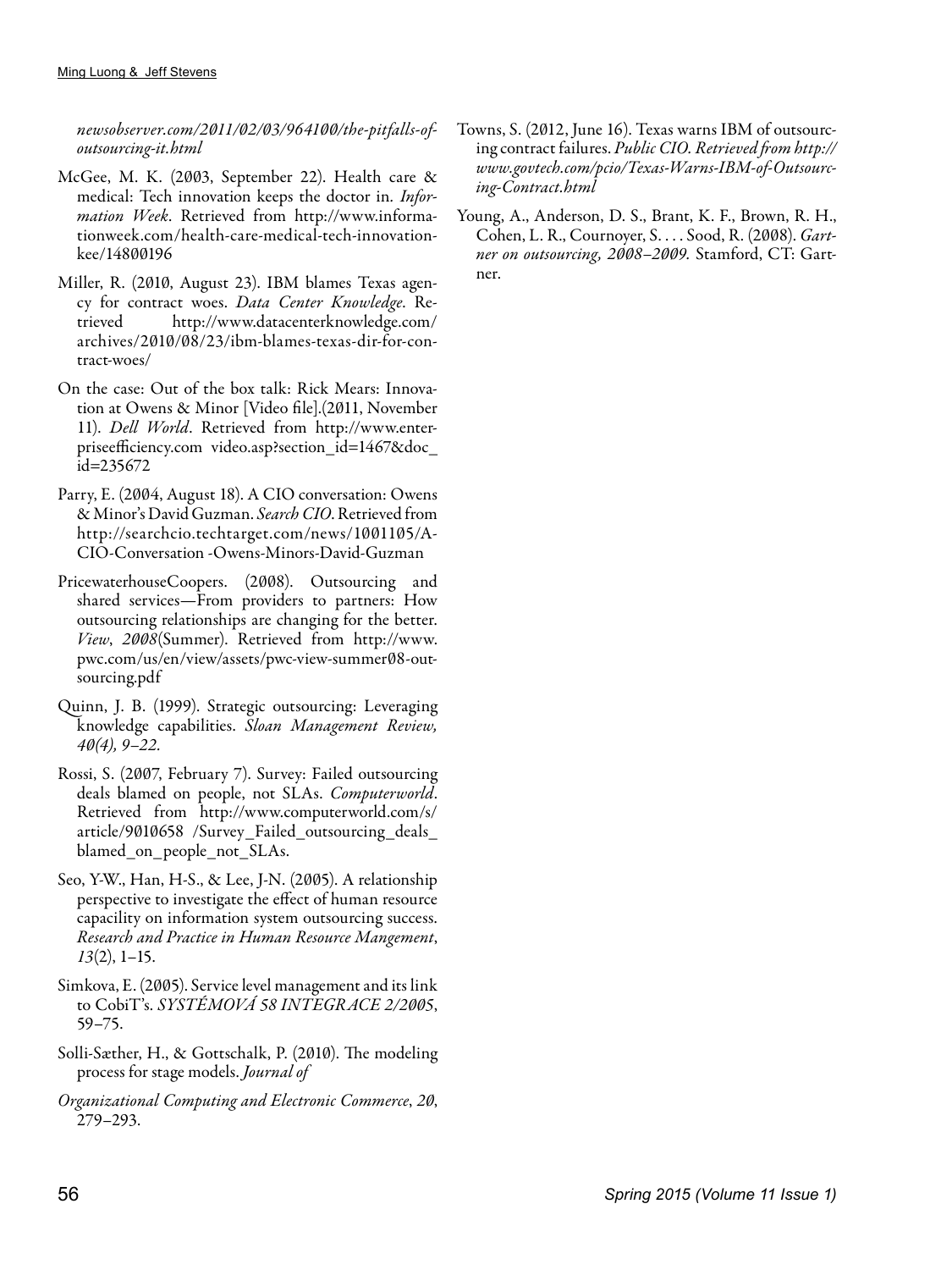*newsobserver.com/2011/02/03/964100/the-pitfalls-of-outsourcing-it.html*

McGee, M. K. (2003, September 22). Health care & medical: Tech innovation keeps the doctor in. *Information Week*. Retrieved from http://www.informationweek.com/health-care-medical-tech-innovation-kee/14800196

Miller, R. (2010, August 23). IBM blames Texas agency for contract woes. *Data Center Knowledge*. Retrieved http://www.datacenterknowledge.com/archives/2010/08/23/ibm-blames-texas-dir-for-contract-woes/

On the case: Out of the box talk: Rick Mears: Innovation at Owens & Minor [Video file].(2011, November 11). *Dell World*. Retrieved from http://www.enterpriseefficiency.com video.asp?section_id=1467&doc_id=235672

Parry, E. (2004, August 18). A CIO conversation: Owens & Minor's David Guzman. *Search CIO*. Retrieved from http://searchcio.techtarget.com/news/1001105/A-CIO-Conversation -Owens-Minors-David-Guzman

PricewaterhouseCoopers. (2008). Outsourcing and shared services—From providers to partners: How outsourcing relationships are changing for the better. *View*, *2008*(Summer). Retrieved from http://www.pwc.com/us/en/view/assets/pwc-view-summer08-outsourcing.pdf

Quinn, J. B. (1999). Strategic outsourcing: Leveraging knowledge capabilities. *Sloan Management Review, 40(4), 9–22*.

Rossi, S. (2007, February 7). Survey: Failed outsourcing deals blamed on people, not SLAs. *Computerworld*. Retrieved from http://www.computerworld.com/s/article/9010658 /Survey_Failed_outsourcing_deals_blamed_on_people_not_SLAs.

Seo, Y-W., Han, H-S., & Lee, J-N. (2005). A relationship perspective to investigate the effect of human resource capacity on information system outsourcing success. *Research and Practice in Human Resource Mangement*, *13*(2), 1–15.

Simkova, E. (2005). Service level management and its link to CobiT's. *SYSTÉMOVÁ 58 INTEGRACE 2/2005*, 59–75.

Solli-Sæther, H., & Gottschalk, P. (2010). The modeling process for stage models. *Journal of*

*Organizational Computing and Electronic Commerce*, *20*, 279–293.

Towns, S. (2012, June 16). Texas warns IBM of outsourcing contract failures. *Public CIO. Retrieved from http://www.govtech.com/pcio/Texas-Warns-IBM-of-Outsourcing-Contract.html*

Young, A., Anderson, D. S., Brant, K. F., Brown, R. H., Cohen, L. R., Cournoyer, S. . . . Sood, R. (2008). *Gartner on outsourcing, 2008–2009*. Stamford, CT: Gartner.